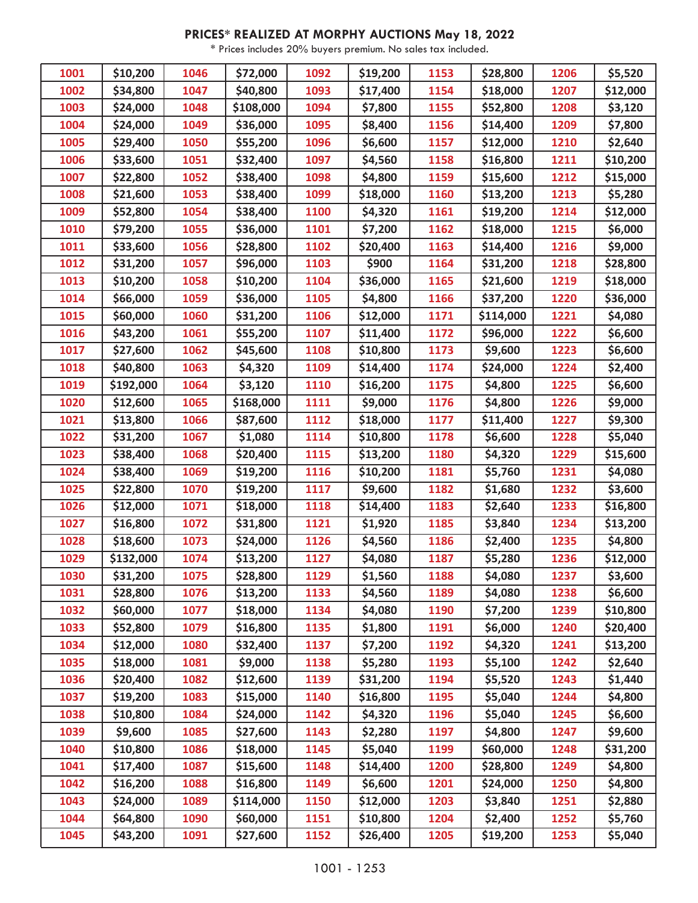# PRICES* REALIZED AT MORPHY AUCTIONS May 18, 2022

\* Prices includes 20% buyers premium. No sales tax included.

| Lot | Price | Lot | Price | Lot | Price | Lot | Price | Lot | Price |
|---|---|---|---|---|---|---|---|---|---|
| 1001 | $10,200 | 1046 | $72,000 | 1092 | $19,200 | 1153 | $28,800 | 1206 | $5,520 |
| 1002 | $34,800 | 1047 | $40,800 | 1093 | $17,400 | 1154 | $18,000 | 1207 | $12,000 |
| 1003 | $24,000 | 1048 | $108,000 | 1094 | $7,800 | 1155 | $52,800 | 1208 | $3,120 |
| 1004 | $24,000 | 1049 | $36,000 | 1095 | $8,400 | 1156 | $14,400 | 1209 | $7,800 |
| 1005 | $29,400 | 1050 | $55,200 | 1096 | $6,600 | 1157 | $12,000 | 1210 | $2,640 |
| 1006 | $33,600 | 1051 | $32,400 | 1097 | $4,560 | 1158 | $16,800 | 1211 | $10,200 |
| 1007 | $22,800 | 1052 | $38,400 | 1098 | $4,800 | 1159 | $15,600 | 1212 | $15,000 |
| 1008 | $21,600 | 1053 | $38,400 | 1099 | $18,000 | 1160 | $13,200 | 1213 | $5,280 |
| 1009 | $52,800 | 1054 | $38,400 | 1100 | $4,320 | 1161 | $19,200 | 1214 | $12,000 |
| 1010 | $79,200 | 1055 | $36,000 | 1101 | $7,200 | 1162 | $18,000 | 1215 | $6,000 |
| 1011 | $33,600 | 1056 | $28,800 | 1102 | $20,400 | 1163 | $14,400 | 1216 | $9,000 |
| 1012 | $31,200 | 1057 | $96,000 | 1103 | $900 | 1164 | $31,200 | 1218 | $28,800 |
| 1013 | $10,200 | 1058 | $10,200 | 1104 | $36,000 | 1165 | $21,600 | 1219 | $18,000 |
| 1014 | $66,000 | 1059 | $36,000 | 1105 | $4,800 | 1166 | $37,200 | 1220 | $36,000 |
| 1015 | $60,000 | 1060 | $31,200 | 1106 | $12,000 | 1171 | $114,000 | 1221 | $4,080 |
| 1016 | $43,200 | 1061 | $55,200 | 1107 | $11,400 | 1172 | $96,000 | 1222 | $6,600 |
| 1017 | $27,600 | 1062 | $45,600 | 1108 | $10,800 | 1173 | $9,600 | 1223 | $6,600 |
| 1018 | $40,800 | 1063 | $4,320 | 1109 | $14,400 | 1174 | $24,000 | 1224 | $2,400 |
| 1019 | $192,000 | 1064 | $3,120 | 1110 | $16,200 | 1175 | $4,800 | 1225 | $6,600 |
| 1020 | $12,600 | 1065 | $168,000 | 1111 | $9,000 | 1176 | $4,800 | 1226 | $9,000 |
| 1021 | $13,800 | 1066 | $87,600 | 1112 | $18,000 | 1177 | $11,400 | 1227 | $9,300 |
| 1022 | $31,200 | 1067 | $1,080 | 1114 | $10,800 | 1178 | $6,600 | 1228 | $5,040 |
| 1023 | $38,400 | 1068 | $20,400 | 1115 | $13,200 | 1180 | $4,320 | 1229 | $15,600 |
| 1024 | $38,400 | 1069 | $19,200 | 1116 | $10,200 | 1181 | $5,760 | 1231 | $4,080 |
| 1025 | $22,800 | 1070 | $19,200 | 1117 | $9,600 | 1182 | $1,680 | 1232 | $3,600 |
| 1026 | $12,000 | 1071 | $18,000 | 1118 | $14,400 | 1183 | $2,640 | 1233 | $16,800 |
| 1027 | $16,800 | 1072 | $31,800 | 1121 | $1,920 | 1185 | $3,840 | 1234 | $13,200 |
| 1028 | $18,600 | 1073 | $24,000 | 1126 | $4,560 | 1186 | $2,400 | 1235 | $4,800 |
| 1029 | $132,000 | 1074 | $13,200 | 1127 | $4,080 | 1187 | $5,280 | 1236 | $12,000 |
| 1030 | $31,200 | 1075 | $28,800 | 1129 | $1,560 | 1188 | $4,080 | 1237 | $3,600 |
| 1031 | $28,800 | 1076 | $13,200 | 1133 | $4,560 | 1189 | $4,080 | 1238 | $6,600 |
| 1032 | $60,000 | 1077 | $18,000 | 1134 | $4,080 | 1190 | $7,200 | 1239 | $10,800 |
| 1033 | $52,800 | 1079 | $16,800 | 1135 | $1,800 | 1191 | $6,000 | 1240 | $20,400 |
| 1034 | $12,000 | 1080 | $32,400 | 1137 | $7,200 | 1192 | $4,320 | 1241 | $13,200 |
| 1035 | $18,000 | 1081 | $9,000 | 1138 | $5,280 | 1193 | $5,100 | 1242 | $2,640 |
| 1036 | $20,400 | 1082 | $12,600 | 1139 | $31,200 | 1194 | $5,520 | 1243 | $1,440 |
| 1037 | $19,200 | 1083 | $15,000 | 1140 | $16,800 | 1195 | $5,040 | 1244 | $4,800 |
| 1038 | $10,800 | 1084 | $24,000 | 1142 | $4,320 | 1196 | $5,040 | 1245 | $6,600 |
| 1039 | $9,600 | 1085 | $27,600 | 1143 | $2,280 | 1197 | $4,800 | 1247 | $9,600 |
| 1040 | $10,800 | 1086 | $18,000 | 1145 | $5,040 | 1199 | $60,000 | 1248 | $31,200 |
| 1041 | $17,400 | 1087 | $15,600 | 1148 | $14,400 | 1200 | $28,800 | 1249 | $4,800 |
| 1042 | $16,200 | 1088 | $16,800 | 1149 | $6,600 | 1201 | $24,000 | 1250 | $4,800 |
| 1043 | $24,000 | 1089 | $114,000 | 1150 | $12,000 | 1203 | $3,840 | 1251 | $2,880 |
| 1044 | $64,800 | 1090 | $60,000 | 1151 | $10,800 | 1204 | $2,400 | 1252 | $5,760 |
| 1045 | $43,200 | 1091 | $27,600 | 1152 | $26,400 | 1205 | $19,200 | 1253 | $5,040 |

1001 - 1253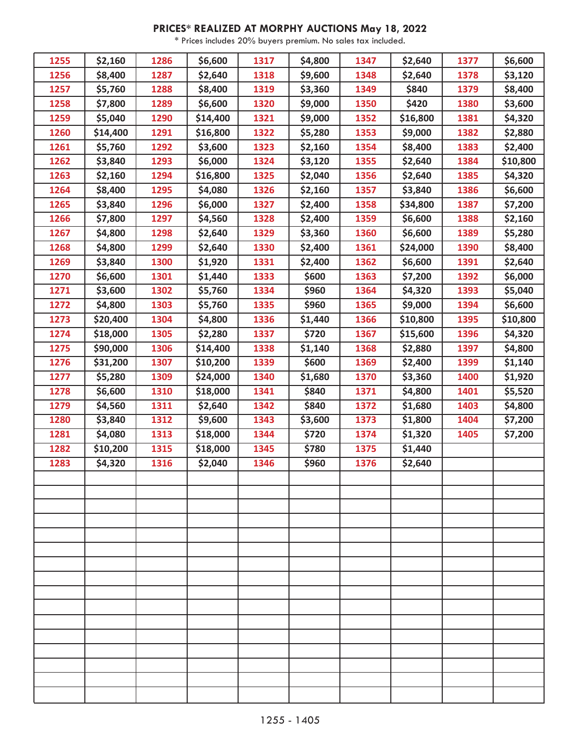**PRICES* REALIZED AT MORPHY AUCTIONS May 18, 2022**

* Prices includes 20% buyers premium. No sales tax included.

| | | | | | | | | | |
|---|---|---|---|---|---|---|---|---|---|
| 1255 | $2,160 | 1286 | $6,600 | 1317 | $4,800 | 1347 | $2,640 | 1377 | $6,600 |
| 1256 | $8,400 | 1287 | $2,640 | 1318 | $9,600 | 1348 | $2,640 | 1378 | $3,120 |
| 1257 | $5,760 | 1288 | $8,400 | 1319 | $3,360 | 1349 | $840 | 1379 | $8,400 |
| 1258 | $7,800 | 1289 | $6,600 | 1320 | $9,000 | 1350 | $420 | 1380 | $3,600 |
| 1259 | $5,040 | 1290 | $14,400 | 1321 | $9,000 | 1352 | $16,800 | 1381 | $4,320 |
| 1260 | $14,400 | 1291 | $16,800 | 1322 | $5,280 | 1353 | $9,000 | 1382 | $2,880 |
| 1261 | $5,760 | 1292 | $3,600 | 1323 | $2,160 | 1354 | $8,400 | 1383 | $2,400 |
| 1262 | $3,840 | 1293 | $6,000 | 1324 | $3,120 | 1355 | $2,640 | 1384 | $10,800 |
| 1263 | $2,160 | 1294 | $16,800 | 1325 | $2,040 | 1356 | $2,640 | 1385 | $4,320 |
| 1264 | $8,400 | 1295 | $4,080 | 1326 | $2,160 | 1357 | $3,840 | 1386 | $6,600 |
| 1265 | $3,840 | 1296 | $6,000 | 1327 | $2,400 | 1358 | $34,800 | 1387 | $7,200 |
| 1266 | $7,800 | 1297 | $4,560 | 1328 | $2,400 | 1359 | $6,600 | 1388 | $2,160 |
| 1267 | $4,800 | 1298 | $2,640 | 1329 | $3,360 | 1360 | $6,600 | 1389 | $5,280 |
| 1268 | $4,800 | 1299 | $2,640 | 1330 | $2,400 | 1361 | $24,000 | 1390 | $8,400 |
| 1269 | $3,840 | 1300 | $1,920 | 1331 | $2,400 | 1362 | $6,600 | 1391 | $2,640 |
| 1270 | $6,600 | 1301 | $1,440 | 1333 | $600 | 1363 | $7,200 | 1392 | $6,000 |
| 1271 | $3,600 | 1302 | $5,760 | 1334 | $960 | 1364 | $4,320 | 1393 | $5,040 |
| 1272 | $4,800 | 1303 | $5,760 | 1335 | $960 | 1365 | $9,000 | 1394 | $6,600 |
| 1273 | $20,400 | 1304 | $4,800 | 1336 | $1,440 | 1366 | $10,800 | 1395 | $10,800 |
| 1274 | $18,000 | 1305 | $2,280 | 1337 | $720 | 1367 | $15,600 | 1396 | $4,320 |
| 1275 | $90,000 | 1306 | $14,400 | 1338 | $1,140 | 1368 | $2,880 | 1397 | $4,800 |
| 1276 | $31,200 | 1307 | $10,200 | 1339 | $600 | 1369 | $2,400 | 1399 | $1,140 |
| 1277 | $5,280 | 1309 | $24,000 | 1340 | $1,680 | 1370 | $3,360 | 1400 | $1,920 |
| 1278 | $6,600 | 1310 | $18,000 | 1341 | $840 | 1371 | $4,800 | 1401 | $5,520 |
| 1279 | $4,560 | 1311 | $2,640 | 1342 | $840 | 1372 | $1,680 | 1403 | $4,800 |
| 1280 | $3,840 | 1312 | $9,600 | 1343 | $3,600 | 1373 | $1,800 | 1404 | $7,200 |
| 1281 | $4,080 | 1313 | $18,000 | 1344 | $720 | 1374 | $1,320 | 1405 | $7,200 |
| 1282 | $10,200 | 1315 | $18,000 | 1345 | $780 | 1375 | $1,440 | | |
| 1283 | $4,320 | 1316 | $2,040 | 1346 | $960 | 1376 | $2,640 | | |

1255 - 1405